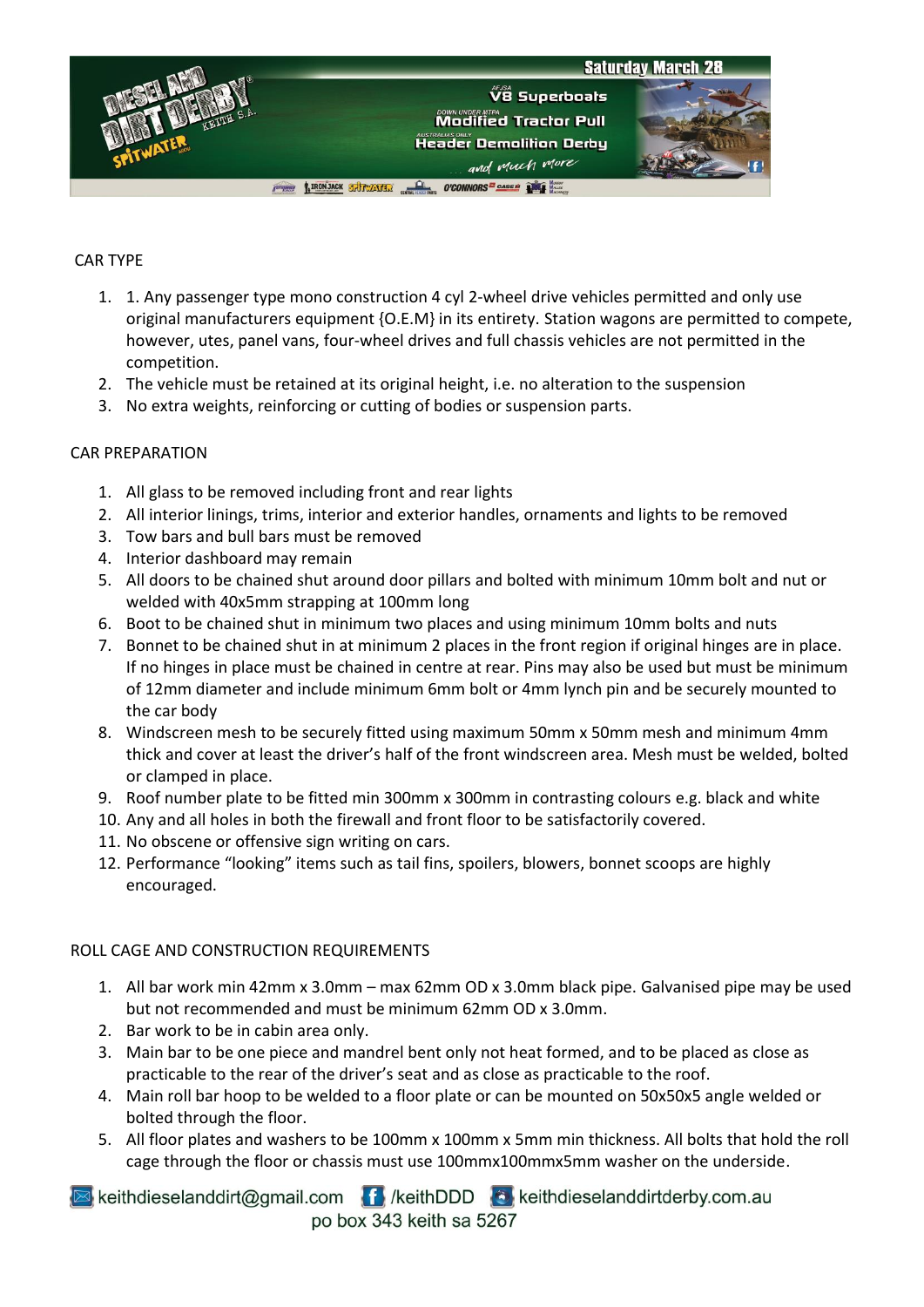Saturday March 28

AFJSA V8 Superboats

DOWN UNDER NTPA Modified Tractor Pull

AUSTRALIA'S ONLY Header Demolition Derby

... and much more

CAR TYPE

1. 1. Any passenger type mono construction 4 cyl 2-wheel drive vehicles permitted and only use original manufacturers equipment {O.E.M} in its entirety. Station wagons are permitted to compete, however, utes, panel vans, four-wheel drives and full chassis vehicles are not permitted in the competition.
2. The vehicle must be retained at its original height, i.e. no alteration to the suspension
3. No extra weights, reinforcing or cutting of bodies or suspension parts.

CAR PREPARATION

1. All glass to be removed including front and rear lights
2. All interior linings, trims, interior and exterior handles, ornaments and lights to be removed
3. Tow bars and bull bars must be removed
4. Interior dashboard may remain
5. All doors to be chained shut around door pillars and bolted with minimum 10mm bolt and nut or welded with 40x5mm strapping at 100mm long
6. Boot to be chained shut in minimum two places and using minimum 10mm bolts and nuts
7. Bonnet to be chained shut in at minimum 2 places in the front region if original hinges are in place. If no hinges in place must be chained in centre at rear. Pins may also be used but must be minimum of 12mm diameter and include minimum 6mm bolt or 4mm lynch pin and be securely mounted to the car body
8. Windscreen mesh to be securely fitted using maximum 50mm x 50mm mesh and minimum 4mm thick and cover at least the driver's half of the front windscreen area. Mesh must be welded, bolted or clamped in place.
9. Roof number plate to be fitted min 300mm x 300mm in contrasting colours e.g. black and white
10. Any and all holes in both the firewall and front floor to be satisfactorily covered.
11. No obscene or offensive sign writing on cars.
12. Performance "looking" items such as tail fins, spoilers, blowers, bonnet scoops are highly encouraged.

ROLL CAGE AND CONSTRUCTION REQUIREMENTS

1. All bar work min 42mm x 3.0mm – max 62mm OD x 3.0mm black pipe. Galvanised pipe may be used but not recommended and must be minimum 62mm OD x 3.0mm.
2. Bar work to be in cabin area only.
3. Main bar to be one piece and mandrel bent only not heat formed, and to be placed as close as practicable to the rear of the driver's seat and as close as practicable to the roof.
4. Main roll bar hoop to be welded to a floor plate or can be mounted on 50x50x5 angle welded or bolted through the floor.
5. All floor plates and washers to be 100mm x 100mm x 5mm min thickness. All bolts that hold the roll cage through the floor or chassis must use 100mmx100mmx5mm washer on the underside.

keithdieselanddirt@gmail.com /keithDDD keithdieselanddirtderby.com.au
po box 343 keith sa 5267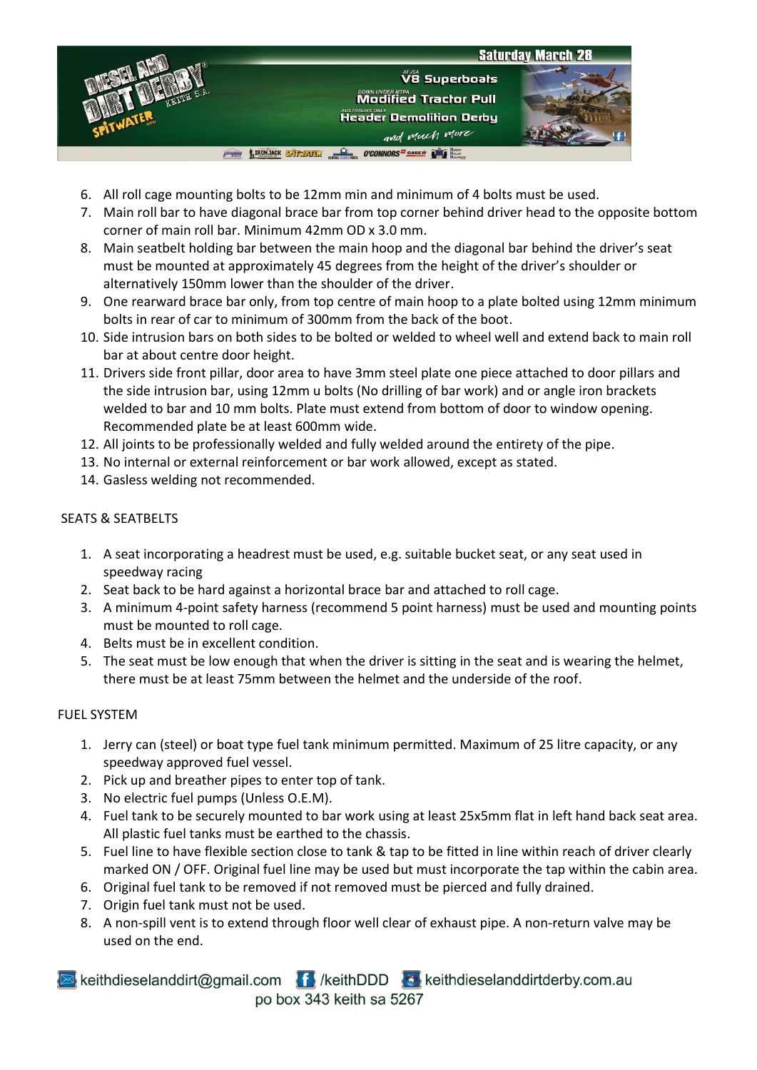6. All roll cage mounting bolts to be 12mm min and minimum of 4 bolts must be used.
7. Main roll bar to have diagonal brace bar from top corner behind driver head to the opposite bottom corner of main roll bar. Minimum 42mm OD x 3.0 mm.
8. Main seatbelt holding bar between the main hoop and the diagonal bar behind the driver's seat must be mounted at approximately 45 degrees from the height of the driver's shoulder or alternatively 150mm lower than the shoulder of the driver.
9. One rearward brace bar only, from top centre of main hoop to a plate bolted using 12mm minimum bolts in rear of car to minimum of 300mm from the back of the boot.
10. Side intrusion bars on both sides to be bolted or welded to wheel well and extend back to main roll bar at about centre door height.
11. Drivers side front pillar, door area to have 3mm steel plate one piece attached to door pillars and the side intrusion bar, using 12mm u bolts (No drilling of bar work) and or angle iron brackets welded to bar and 10 mm bolts. Plate must extend from bottom of door to window opening. Recommended plate be at least 600mm wide.
12. All joints to be professionally welded and fully welded around the entirety of the pipe.
13. No internal or external reinforcement or bar work allowed, except as stated.
14. Gasless welding not recommended.

## SEATS & SEATBELTS

1. A seat incorporating a headrest must be used, e.g. suitable bucket seat, or any seat used in speedway racing
2. Seat back to be hard against a horizontal brace bar and attached to roll cage.
3. A minimum 4-point safety harness (recommend 5 point harness) must be used and mounting points must be mounted to roll cage.
4. Belts must be in excellent condition.
5. The seat must be low enough that when the driver is sitting in the seat and is wearing the helmet, there must be at least 75mm between the helmet and the underside of the roof.

## FUEL SYSTEM

1. Jerry can (steel) or boat type fuel tank minimum permitted. Maximum of 25 litre capacity, or any speedway approved fuel vessel.
2. Pick up and breather pipes to enter top of tank.
3. No electric fuel pumps (Unless O.E.M).
4. Fuel tank to be securely mounted to bar work using at least 25x5mm flat in left hand back seat area. All plastic fuel tanks must be earthed to the chassis.
5. Fuel line to have flexible section close to tank & tap to be fitted in line within reach of driver clearly marked ON / OFF. Original fuel line may be used but must incorporate the tap within the cabin area.
6. Original fuel tank to be removed if not removed must be pierced and fully drained.
7. Origin fuel tank must not be used.
8. A non-spill vent is to extend through floor well clear of exhaust pipe. A non-return valve may be used on the end.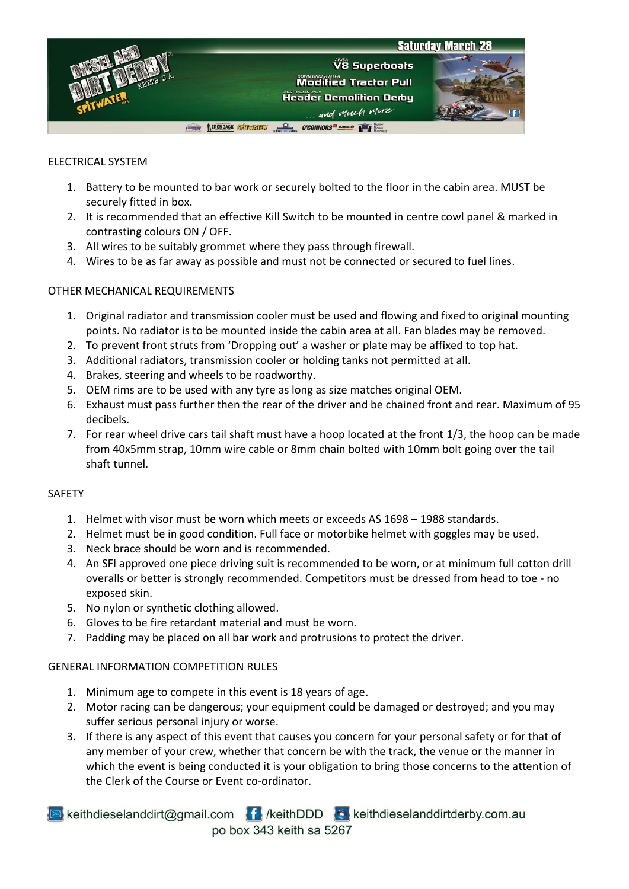## ELECTRICAL SYSTEM

1. Battery to be mounted to bar work or securely bolted to the floor in the cabin area. MUST be securely fitted in box.
2. It is recommended that an effective Kill Switch to be mounted in centre cowl panel & marked in contrasting colours ON / OFF.
3. All wires to be suitably grommet where they pass through firewall.
4. Wires to be as far away as possible and must not be connected or secured to fuel lines.

## OTHER MECHANICAL REQUIREMENTS

1. Original radiator and transmission cooler must be used and flowing and fixed to original mounting points. No radiator is to be mounted inside the cabin area at all. Fan blades may be removed.
2. To prevent front struts from 'Dropping out' a washer or plate may be affixed to top hat.
3. Additional radiators, transmission cooler or holding tanks not permitted at all.
4. Brakes, steering and wheels to be roadworthy.
5. OEM rims are to be used with any tyre as long as size matches original OEM.
6. Exhaust must pass further then the rear of the driver and be chained front and rear. Maximum of 95 decibels.
7. For rear wheel drive cars tail shaft must have a hoop located at the front 1/3, the hoop can be made from 40x5mm strap, 10mm wire cable or 8mm chain bolted with 10mm bolt going over the tail shaft tunnel.

## SAFETY

1. Helmet with visor must be worn which meets or exceeds AS 1698 – 1988 standards.
2. Helmet must be in good condition. Full face or motorbike helmet with goggles may be used.
3. Neck brace should be worn and is recommended.
4. An SFI approved one piece driving suit is recommended to be worn, or at minimum full cotton drill overalls or better is strongly recommended. Competitors must be dressed from head to toe - no exposed skin.
5. No nylon or synthetic clothing allowed.
6. Gloves to be fire retardant material and must be worn.
7. Padding may be placed on all bar work and protrusions to protect the driver.

## GENERAL INFORMATION COMPETITION RULES

1. Minimum age to compete in this event is 18 years of age.
2. Motor racing can be dangerous; your equipment could be damaged or destroyed; and you may suffer serious personal injury or worse.
3. If there is any aspect of this event that causes you concern for your personal safety or for that of any member of your crew, whether that concern be with the track, the venue or the manner in which the event is being conducted it is your obligation to bring those concerns to the attention of the Clerk of the Course or Event co-ordinator.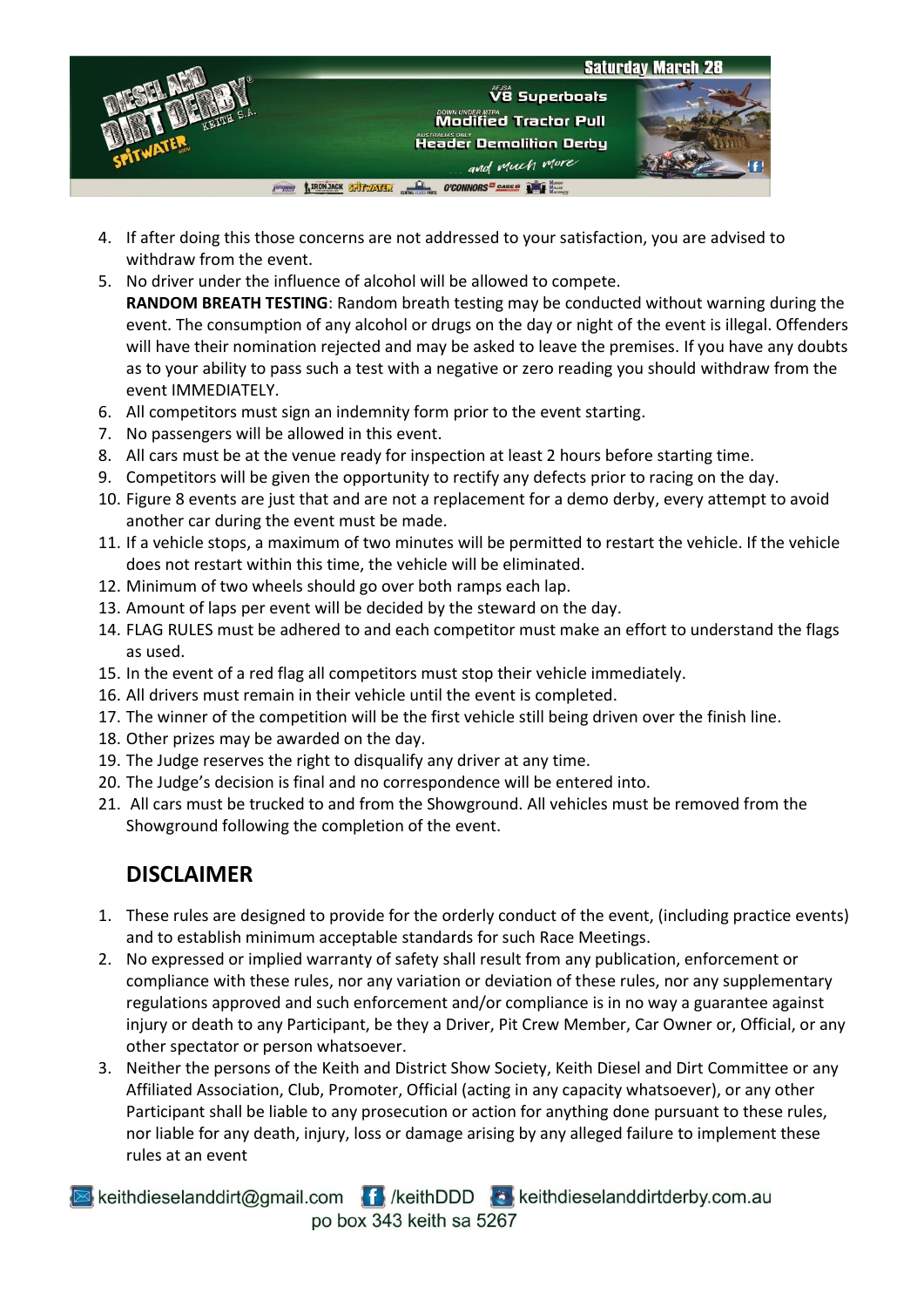4. If after doing this those concerns are not addressed to your satisfaction, you are advised to withdraw from the event.
5. No driver under the influence of alcohol will be allowed to compete.
   **RANDOM BREATH TESTING**: Random breath testing may be conducted without warning during the event. The consumption of any alcohol or drugs on the day or night of the event is illegal. Offenders will have their nomination rejected and may be asked to leave the premises. If you have any doubts as to your ability to pass such a test with a negative or zero reading you should withdraw from the event IMMEDIATELY.
6. All competitors must sign an indemnity form prior to the event starting.
7. No passengers will be allowed in this event.
8. All cars must be at the venue ready for inspection at least 2 hours before starting time.
9. Competitors will be given the opportunity to rectify any defects prior to racing on the day.
10. Figure 8 events are just that and are not a replacement for a demo derby, every attempt to avoid another car during the event must be made.
11. If a vehicle stops, a maximum of two minutes will be permitted to restart the vehicle. If the vehicle does not restart within this time, the vehicle will be eliminated.
12. Minimum of two wheels should go over both ramps each lap.
13. Amount of laps per event will be decided by the steward on the day.
14. FLAG RULES must be adhered to and each competitor must make an effort to understand the flags as used.
15. In the event of a red flag all competitors must stop their vehicle immediately.
16. All drivers must remain in their vehicle until the event is completed.
17. The winner of the competition will be the first vehicle still being driven over the finish line.
18. Other prizes may be awarded on the day.
19. The Judge reserves the right to disqualify any driver at any time.
20. The Judge's decision is final and no correspondence will be entered into.
21. All cars must be trucked to and from the Showground. All vehicles must be removed from the Showground following the completion of the event.

## DISCLAIMER

1. These rules are designed to provide for the orderly conduct of the event, (including practice events) and to establish minimum acceptable standards for such Race Meetings.
2. No expressed or implied warranty of safety shall result from any publication, enforcement or compliance with these rules, nor any variation or deviation of these rules, nor any supplementary regulations approved and such enforcement and/or compliance is in no way a guarantee against injury or death to any Participant, be they a Driver, Pit Crew Member, Car Owner or, Official, or any other spectator or person whatsoever.
3. Neither the persons of the Keith and District Show Society, Keith Diesel and Dirt Committee or any Affiliated Association, Club, Promoter, Official (acting in any capacity whatsoever), or any other Participant shall be liable to any prosecution or action for anything done pursuant to these rules, nor liable for any death, injury, loss or damage arising by any alleged failure to implement these rules at an event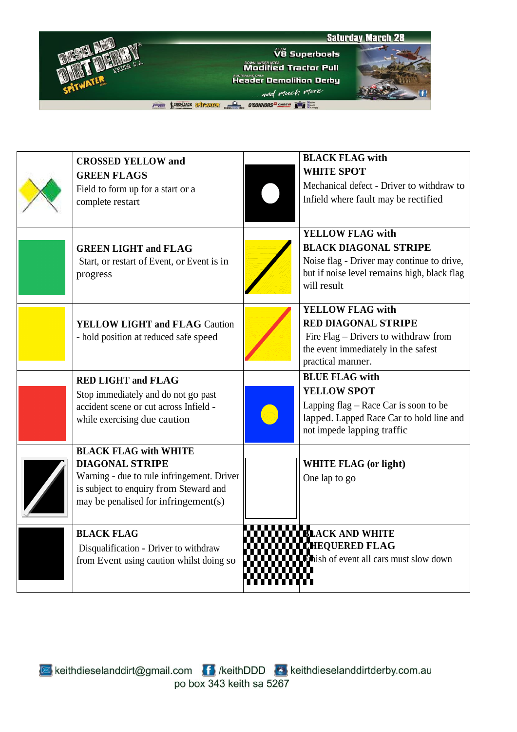| | | | |
|---|---|---|---|
| | **CROSSED YELLOW and GREEN FLAGS** Field to form up for a start or a complete restart | | **BLACK FLAG with WHITE SPOT** Mechanical defect - Driver to withdraw to Infield where fault may be rectified |
| | **GREEN LIGHT and FLAG** Start, or restart of Event, or Event is in progress | | **YELLOW FLAG with BLACK DIAGONAL STRIPE** Noise flag - Driver may continue to drive, but if noise level remains high, black flag will result |
| | **YELLOW LIGHT and FLAG** Caution - hold position at reduced safe speed | | **YELLOW FLAG with RED DIAGONAL STRIPE** Fire Flag – Drivers to withdraw from the event immediately in the safest practical manner. |
| | **RED LIGHT and FLAG** Stop immediately and do not go past accident scene or cut across Infield - while exercising due caution | | **BLUE FLAG with YELLOW SPOT** Lapping flag – Race Car is soon to be lapped. Lapped Race Car to hold line and not impede lapping traffic |
| | **BLACK FLAG with WHITE DIAGONAL STRIPE** Warning - due to rule infringement. Driver is subject to enquiry from Steward and may be penalised for infringement(s) | | **WHITE FLAG (or light)** One lap to go |
| | **BLACK FLAG** Disqualification - Driver to withdraw from Event using caution whilst doing so | | **BLACK AND WHITE CHEQUERED FLAG** Finish of event all cars must slow down |

keithdieselanddirt@gmail.com /keithDDD keithdieselanddirtderby.com.au
po box 343 keith sa 5267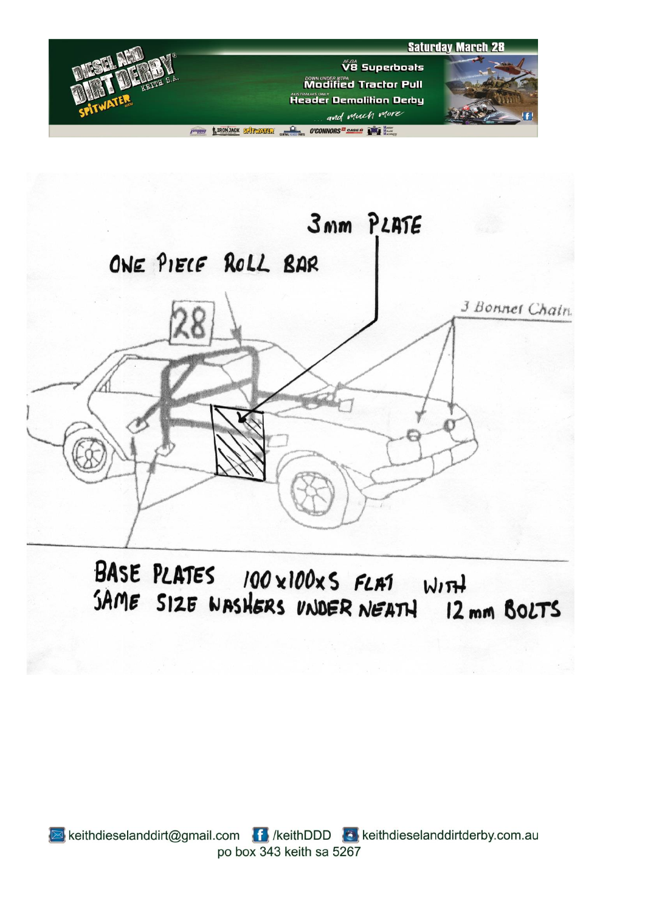ONE PIECE ROLL BAR

3mm PLATE

28

3 Bonnet Chain

BASE PLATES 100x100x5 FLAT WITH SAME SIZE WASHERS UNDER NEATH 12mm BOLTS

keithdieselanddirt@gmail.com /keithDDD keithdieselanddirtderby.com.au
po box 343 keith sa 5267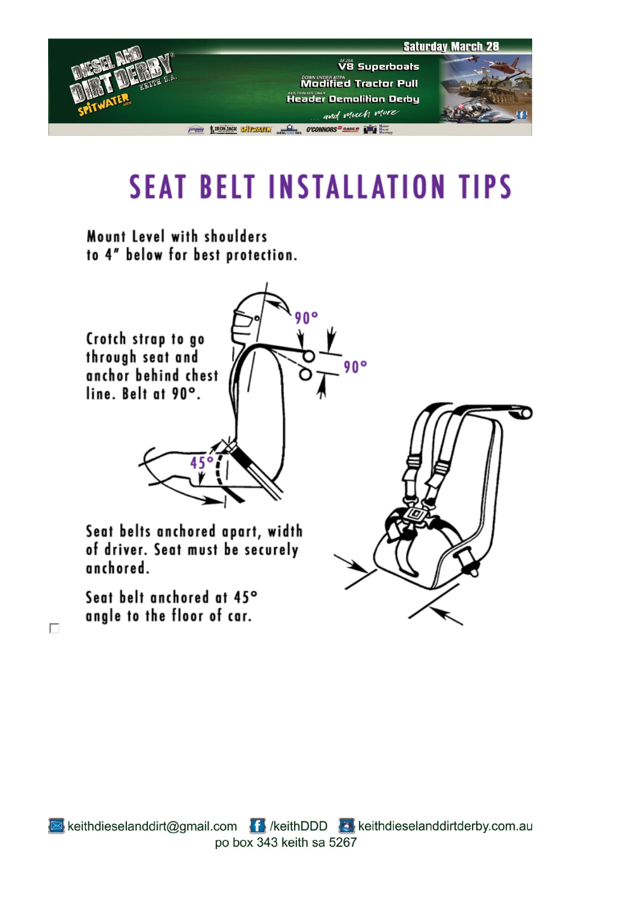# SEAT BELT INSTALLATION TIPS

Mount Level with shoulders to 4" below for best protection.

Crotch strap to go through seat and anchor behind chest line. Belt at 90°.

90°

90°

45°

Seat belts anchored apart, width of driver. Seat must be securely anchored.

Seat belt anchored at 45° angle to the floor of car.

keithdieselanddirt@gmail.com /keithDDD keithdieselanddirtderby.com.au
po box 343 keith sa 5267